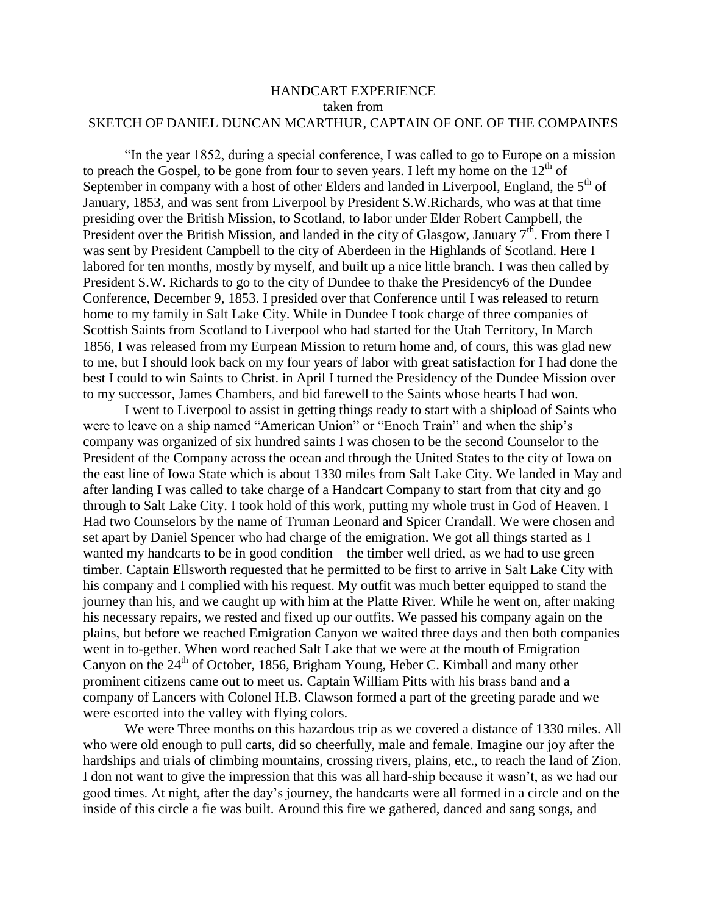# HANDCART EXPERIENCE

taken from

SKETCH OF DANIEL DUNCAN MCARTHUR, CAPTAIN OF ONE OF THE COMPAINES

"In the year 1852, during a special conference, I was called to go to Europe on a mission to preach the Gospel, to be gone from four to seven years. I left my home on the 12th of September in company with a host of other Elders and landed in Liverpool, England, the 5th of January, 1853, and was sent from Liverpool by President S.W.Richards, who was at that time presiding over the British Mission, to Scotland, to labor under Elder Robert Campbell, the President over the British Mission, and landed in the city of Glasgow, January 7th. From there I was sent by President Campbell to the city of Aberdeen in the Highlands of Scotland. Here I labored for ten months, mostly by myself, and built up a nice little branch. I was then called by President S.W. Richards to go to the city of Dundee to thake the Presidency6 of the Dundee Conference, December 9, 1853. I presided over that Conference until I was released to return home to my family in Salt Lake City. While in Dundee I took charge of three companies of Scottish Saints from Scotland to Liverpool who had started for the Utah Territory, In March 1856, I was released from my Eurpean Mission to return home and, of cours, this was glad new to me, but I should look back on my four years of labor with great satisfaction for I had done the best I could to win Saints to Christ. in April I turned the Presidency of the Dundee Mission over to my successor, James Chambers, and bid farewell to the Saints whose hearts I had won.

I went to Liverpool to assist in getting things ready to start with a shipload of Saints who were to leave on a ship named "American Union" or "Enoch Train" and when the ship's company was organized of six hundred saints I was chosen to be the second Counselor to the President of the Company across the ocean and through the United States to the city of Iowa on the east line of Iowa State which is about 1330 miles from Salt Lake City. We landed in May and after landing I was called to take charge of a Handcart Company to start from that city and go through to Salt Lake City. I took hold of this work, putting my whole trust in God of Heaven. I Had two Counselors by the name of Truman Leonard and Spicer Crandall. We were chosen and set apart by Daniel Spencer who had charge of the emigration. We got all things started as I wanted my handcarts to be in good condition—the timber well dried, as we had to use green timber. Captain Ellsworth requested that he permitted to be first to arrive in Salt Lake City with his company and I complied with his request. My outfit was much better equipped to stand the journey than his, and we caught up with him at the Platte River. While he went on, after making his necessary repairs, we rested and fixed up our outfits. We passed his company again on the plains, but before we reached Emigration Canyon we waited three days and then both companies went in to-gether. When word reached Salt Lake that we were at the mouth of Emigration Canyon on the 24th of October, 1856, Brigham Young, Heber C. Kimball and many other prominent citizens came out to meet us. Captain William Pitts with his brass band and a company of Lancers with Colonel H.B. Clawson formed a part of the greeting parade and we were escorted into the valley with flying colors.

We were Three months on this hazardous trip as we covered a distance of 1330 miles. All who were old enough to pull carts, did so cheerfully, male and female. Imagine our joy after the hardships and trials of climbing mountains, crossing rivers, plains, etc., to reach the land of Zion. I don not want to give the impression that this was all hard-ship because it wasn't, as we had our good times. At night, after the day's journey, the handcarts were all formed in a circle and on the inside of this circle a fie was built. Around this fire we gathered, danced and sang songs, and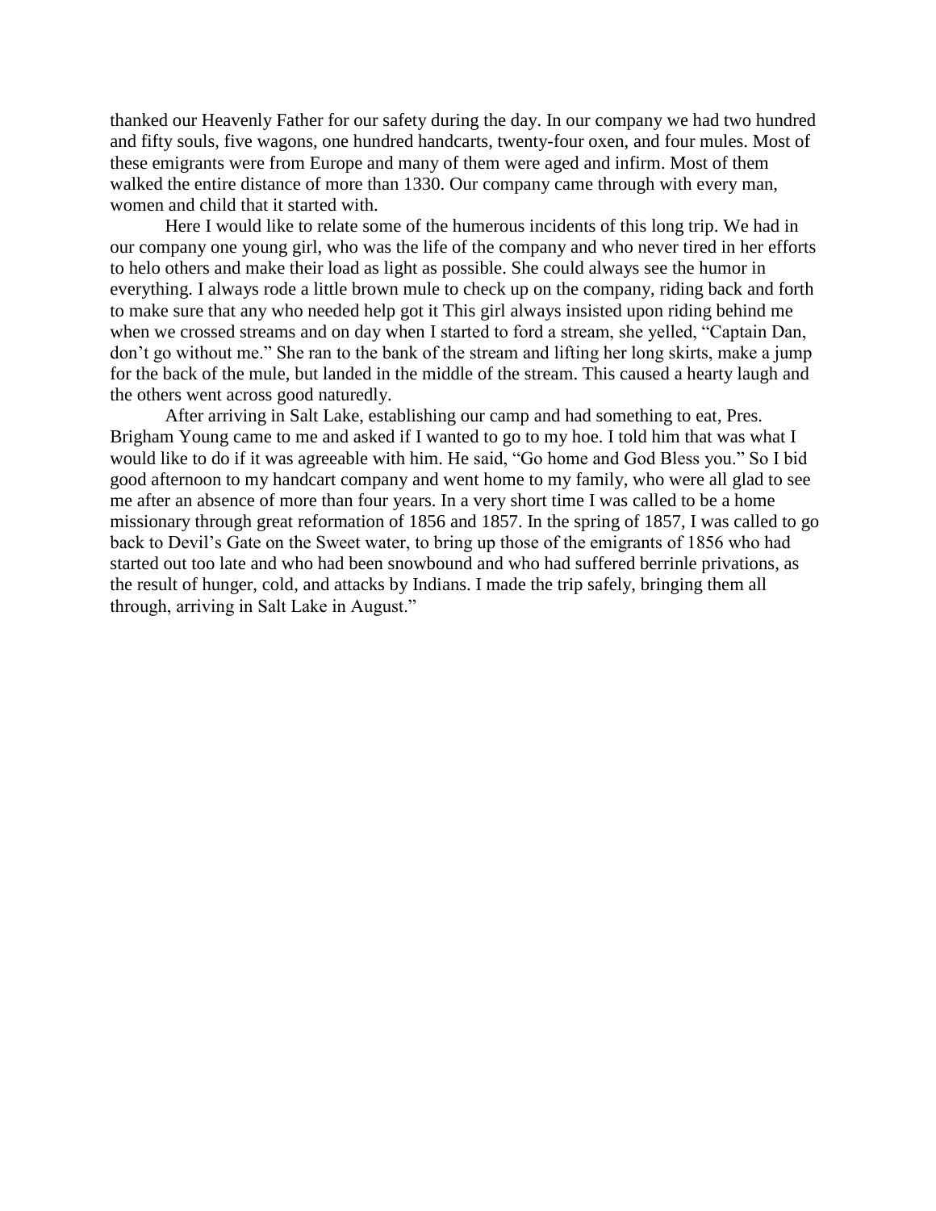thanked our Heavenly Father for our safety during the day. In our company we had two hundred and fifty souls, five wagons, one hundred handcarts, twenty-four oxen, and four mules. Most of these emigrants were from Europe and many of them were aged and infirm. Most of them walked the entire distance of more than 1330. Our company came through with every man, women and child that it started with.

Here I would like to relate some of the humerous incidents of this long trip. We had in our company one young girl, who was the life of the company and who never tired in her efforts to helo others and make their load as light as possible. She could always see the humor in everything. I always rode a little brown mule to check up on the company, riding back and forth to make sure that any who needed help got it This girl always insisted upon riding behind me when we crossed streams and on day when I started to ford a stream, she yelled, "Captain Dan, don't go without me." She ran to the bank of the stream and lifting her long skirts, make a jump for the back of the mule, but landed in the middle of the stream. This caused a hearty laugh and the others went across good naturedly.

After arriving in Salt Lake, establishing our camp and had something to eat, Pres. Brigham Young came to me and asked if I wanted to go to my hoe. I told him that was what I would like to do if it was agreeable with him. He said, "Go home and God Bless you." So I bid good afternoon to my handcart company and went home to my family, who were all glad to see me after an absence of more than four years. In a very short time I was called to be a home missionary through great reformation of 1856 and 1857. In the spring of 1857, I was called to go back to Devil's Gate on the Sweet water, to bring up those of the emigrants of 1856 who had started out too late and who had been snowbound and who had suffered berrinle privations, as the result of hunger, cold, and attacks by Indians. I made the trip safely, bringing them all through, arriving in Salt Lake in August."